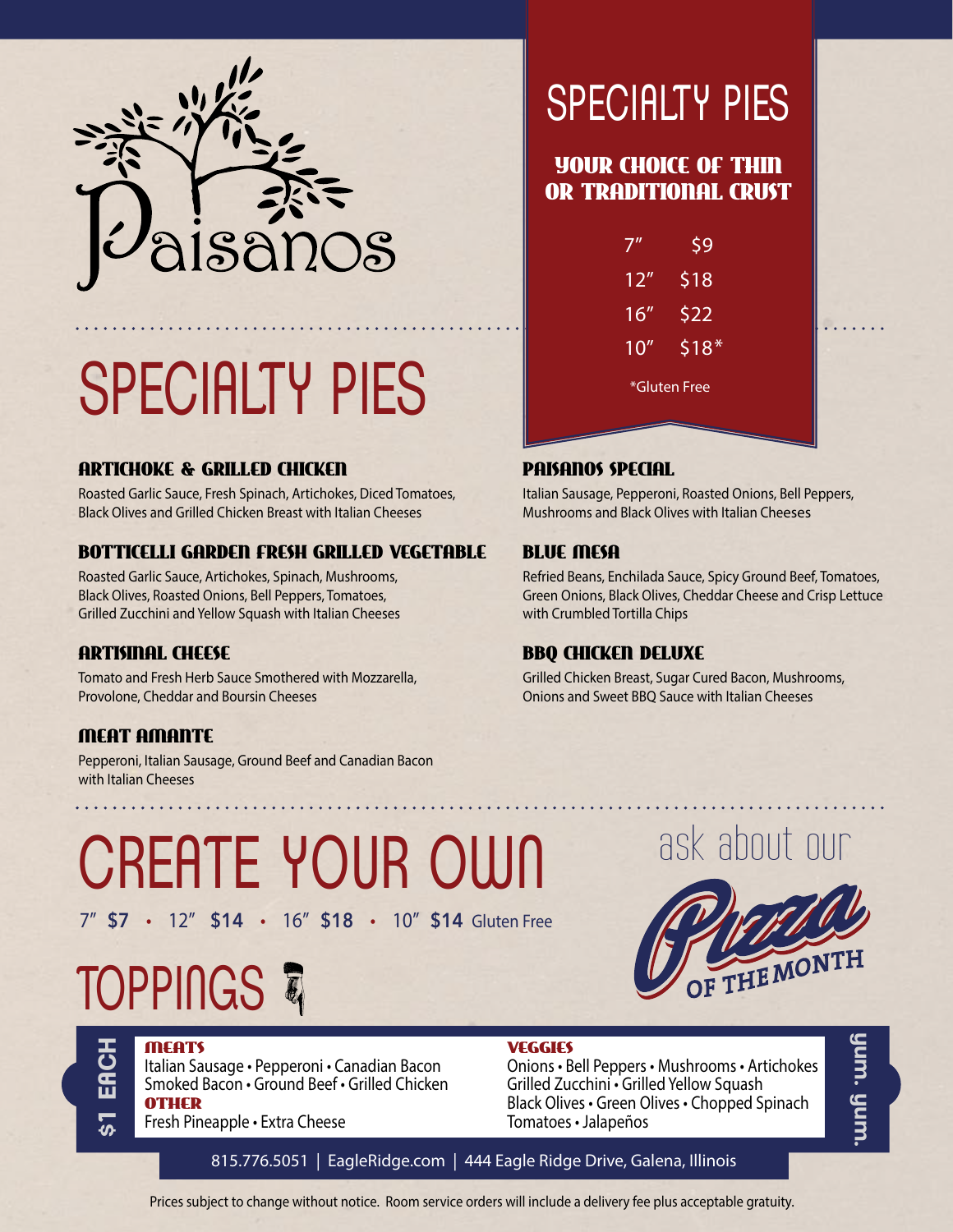# Paisanos

# SPECIALTY PIES

## SPECIALTY PIES

**YOUR CHOICE OF THIN OR TRADITIONAL CRUST**

| Size | Price |
|---|---|
| 7″ | $9 |
| 12″ | $18 |
| 16″ | $22 |
| 10″ | $18* |

*Gluten Free

### ARTICHOKE & GRILLED CHICKEN

Roasted Garlic Sauce, Fresh Spinach, Artichokes, Diced Tomatoes, Black Olives and Grilled Chicken Breast with Italian Cheeses

### BOTTICELLI GARDEN FRESH GRILLED VEGETABLE

Roasted Garlic Sauce, Artichokes, Spinach, Mushrooms, Black Olives, Roasted Onions, Bell Peppers, Tomatoes, Grilled Zucchini and Yellow Squash with Italian Cheeses

### ARTISINAL CHEESE

Tomato and Fresh Herb Sauce Smothered with Mozzarella, Provolone, Cheddar and Boursin Cheeses

### MEAT AMANTE

Pepperoni, Italian Sausage, Ground Beef and Canadian Bacon with Italian Cheeses

### PAISANOS SPECIAL

Italian Sausage, Pepperoni, Roasted Onions, Bell Peppers, Mushrooms and Black Olives with Italian Cheeses

### BLUE MESA

Refried Beans, Enchilada Sauce, Spicy Ground Beef, Tomatoes, Green Onions, Black Olives, Cheddar Cheese and Crisp Lettuce with Crumbled Tortilla Chips

### BBQ CHICKEN DELUXE

Grilled Chicken Breast, Sugar Cured Bacon, Mushrooms, Onions and Sweet BBQ Sauce with Italian Cheeses

# CREATE YOUR OWN

7″ **$7** • 12″ **$14** • 16″ **$18** • 10″ **$14** Gluten Free

ask about our **Pizza OF THE MONTH**

# TOPPINGS

**$1 EACH**

**MEATS**
Italian Sausage • Pepperoni • Canadian Bacon
Smoked Bacon • Ground Beef • Grilled Chicken

**OTHER**
Fresh Pineapple • Extra Cheese

**VEGGIES**
Onions • Bell Peppers • Mushrooms • Artichokes
Grilled Zucchini • Grilled Yellow Squash
Black Olives • Green Olives • Chopped Spinach
Tomatoes • Jalapeños

yum. yum.

815.776.5051 | EagleRidge.com | 444 Eagle Ridge Drive, Galena, Illinois

Prices subject to change without notice. Room service orders will include a delivery fee plus acceptable gratuity.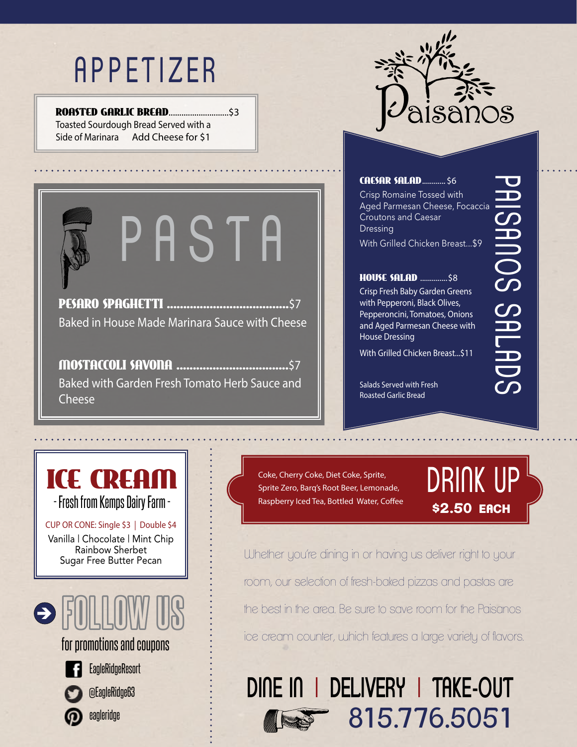# APPETIZER

**ROASTED GARLIC BREAD**............................$3
Toasted Sourdough Bread Served with a Side of Marinara   Add Cheese for $1

# PASTA

**PESARO SPAGHETTI** .....................................$7
Baked in House Made Marinara Sauce with Cheese

**MOSTACCOLI SAVONA** ..................................$7
Baked with Garden Fresh Tomato Herb Sauce and Cheese

Paisanos

# PAISANOS SALADS

**CAESAR SALAD**............ $6
Crisp Romaine Tossed with Aged Parmesan Cheese, Focaccia Croutons and Caesar Dressing
With Grilled Chicken Breast...$9

**HOUSE SALAD** ..............$8
Crisp Fresh Baby Garden Greens with Pepperoni, Black Olives, Pepperoncini, Tomatoes, Onions and Aged Parmesan Cheese with House Dressing
With Grilled Chicken Breast...$11

Salads Served with Fresh Roasted Garlic Bread

# ICE CREAM

- Fresh from Kemps Dairy Farm -

CUP OR CONE: Single $3 | Double $4

Vanilla | Chocolate | Mint Chip
Rainbow Sherbet
Sugar Free Butter Pecan

# DRINK UP

**$2.50 EACH**

Coke, Cherry Coke, Diet Coke, Sprite, Sprite Zero, Barq's Root Beer, Lemonade, Raspberry Iced Tea, Bottled Water, Coffee

Whether you're dining in or having us deliver right to your room, our selection of fresh-baked pizzas and pastas are the best in the area. Be sure to save room for the Paisanos ice cream counter, which features a large variety of flavors.

# FOLLOW US

for promotions and coupons

EagleRidgeResort
@EagleRidge63
eagleridge

DINE IN | DELIVERY | TAKE-OUT
815.776.5051